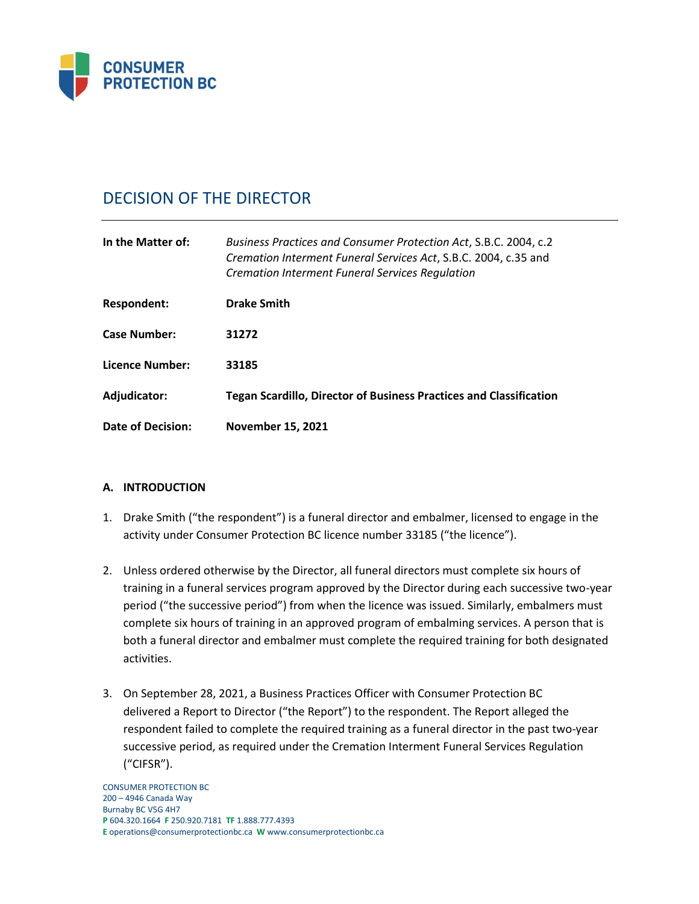# DECISION OF THE DIRECTOR

| | |
|---|---|
| **In the Matter of:** | *Business Practices and Consumer Protection Act*, S.B.C. 2004, c.2<br>*Cremation Interment Funeral Services Act*, S.B.C. 2004, c.35 and<br>*Cremation Interment Funeral Services Regulation* |
| **Respondent:** | **Drake Smith** |
| **Case Number:** | **31272** |
| **Licence Number:** | **33185** |
| **Adjudicator:** | **Tegan Scardillo, Director of Business Practices and Classification** |
| **Date of Decision:** | **November 15, 2021** |

## A. INTRODUCTION

1. Drake Smith ("the respondent") is a funeral director and embalmer, licensed to engage in the activity under Consumer Protection BC licence number 33185 ("the licence").

2. Unless ordered otherwise by the Director, all funeral directors must complete six hours of training in a funeral services program approved by the Director during each successive two-year period ("the successive period") from when the licence was issued. Similarly, embalmers must complete six hours of training in an approved program of embalming services. A person that is both a funeral director and embalmer must complete the required training for both designated activities.

3. On September 28, 2021, a Business Practices Officer with Consumer Protection BC delivered a Report to Director ("the Report") to the respondent. The Report alleged the respondent failed to complete the required training as a funeral director in the past two-year successive period, as required under the Cremation Interment Funeral Services Regulation ("CIFSR").

CONSUMER PROTECTION BC
200 – 4946 Canada Way
Burnaby BC V5G 4H7
**P** 604.320.1664 **F** 250.920.7181 **TF** 1.888.777.4393
**E** operations@consumerprotectionbc.ca **W** www.consumerprotectionbc.ca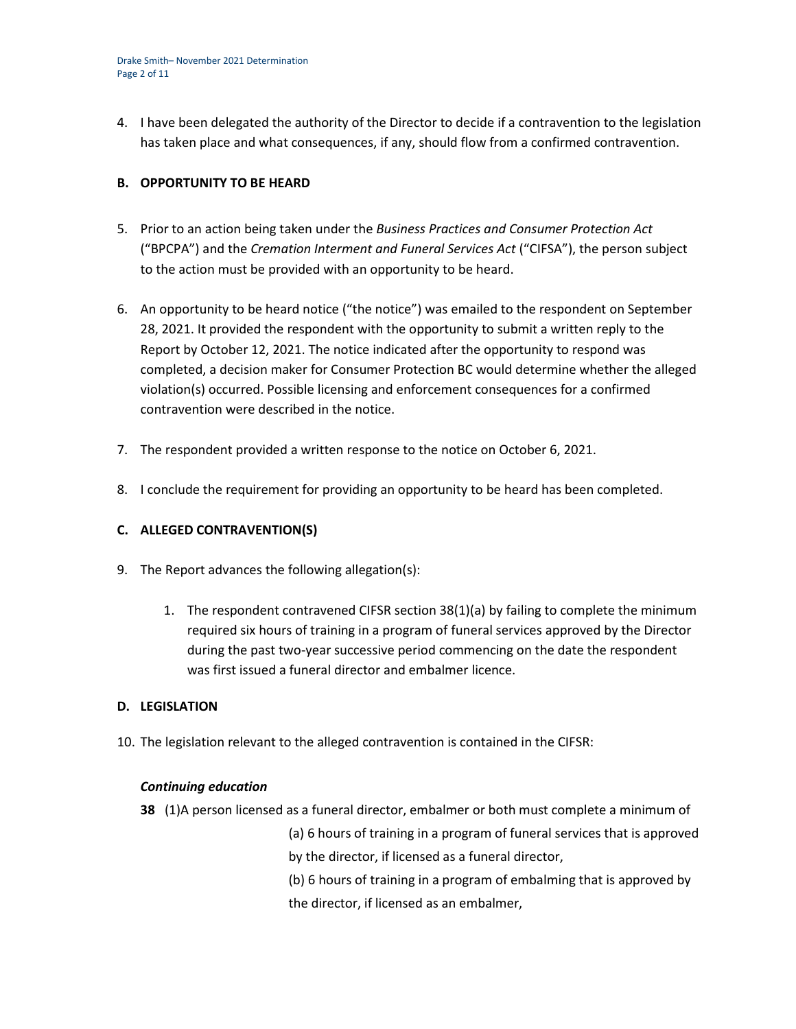4. I have been delegated the authority of the Director to decide if a contravention to the legislation has taken place and what consequences, if any, should flow from a confirmed contravention.

## B. OPPORTUNITY TO BE HEARD

5. Prior to an action being taken under the *Business Practices and Consumer Protection Act* ("BPCPA") and the *Cremation Interment and Funeral Services Act* ("CIFSA"), the person subject to the action must be provided with an opportunity to be heard.

6. An opportunity to be heard notice ("the notice") was emailed to the respondent on September 28, 2021. It provided the respondent with the opportunity to submit a written reply to the Report by October 12, 2021. The notice indicated after the opportunity to respond was completed, a decision maker for Consumer Protection BC would determine whether the alleged violation(s) occurred. Possible licensing and enforcement consequences for a confirmed contravention were described in the notice.

7. The respondent provided a written response to the notice on October 6, 2021.

8. I conclude the requirement for providing an opportunity to be heard has been completed.

## C. ALLEGED CONTRAVENTION(S)

9. The Report advances the following allegation(s):

    1. The respondent contravened CIFSR section 38(1)(a) by failing to complete the minimum required six hours of training in a program of funeral services approved by the Director during the past two-year successive period commencing on the date the respondent was first issued a funeral director and embalmer licence.

## D. LEGISLATION

10. The legislation relevant to the alleged contravention is contained in the CIFSR:

***Continuing education***

**38** (1)A person licensed as a funeral director, embalmer or both must complete a minimum of

(a) 6 hours of training in a program of funeral services that is approved by the director, if licensed as a funeral director,

(b) 6 hours of training in a program of embalming that is approved by the director, if licensed as an embalmer,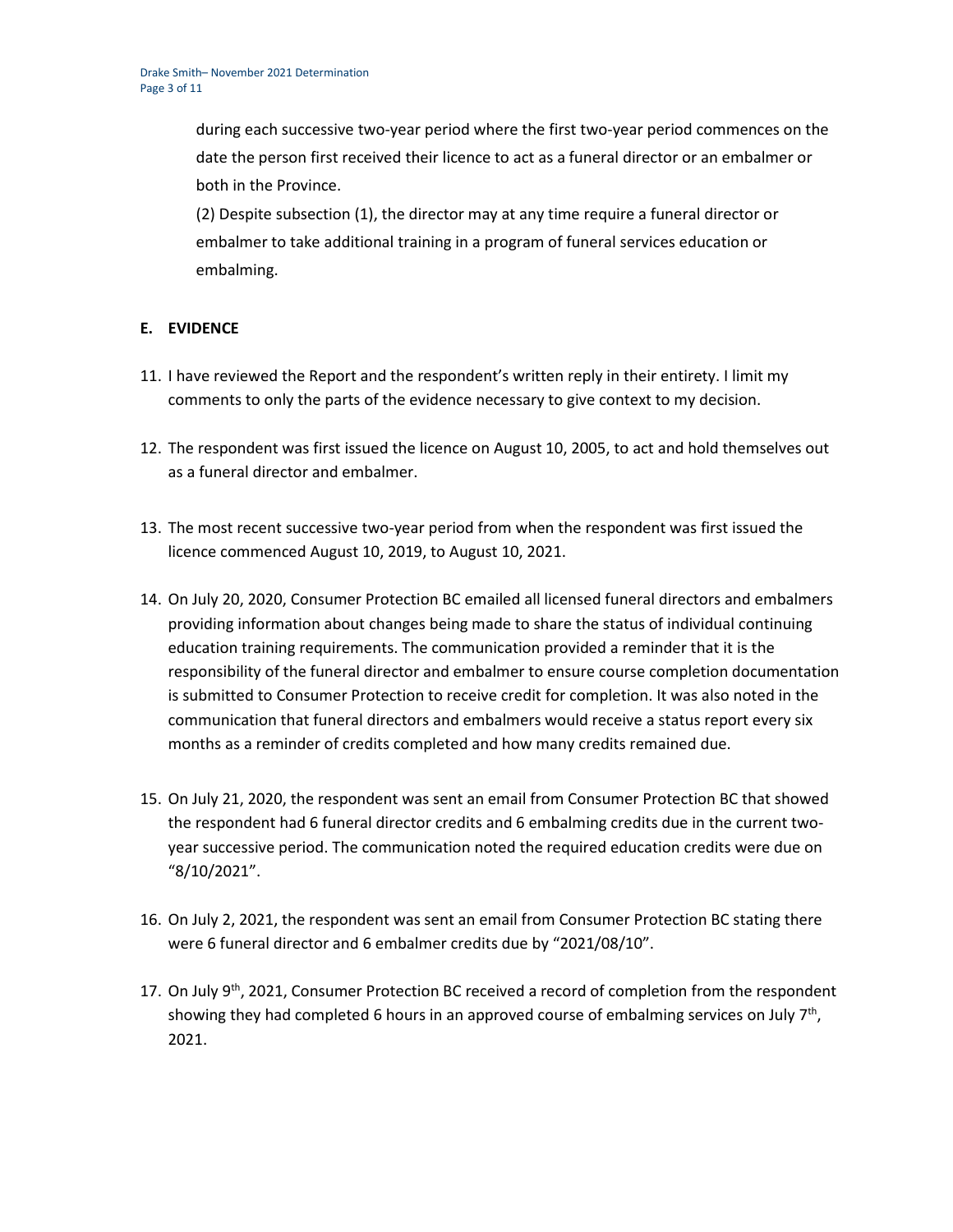during each successive two-year period where the first two-year period commences on the date the person first received their licence to act as a funeral director or an embalmer or both in the Province.

(2) Despite subsection (1), the director may at any time require a funeral director or embalmer to take additional training in a program of funeral services education or embalming.

## E. EVIDENCE

11. I have reviewed the Report and the respondent's written reply in their entirety. I limit my comments to only the parts of the evidence necessary to give context to my decision.

12. The respondent was first issued the licence on August 10, 2005, to act and hold themselves out as a funeral director and embalmer.

13. The most recent successive two-year period from when the respondent was first issued the licence commenced August 10, 2019, to August 10, 2021.

14. On July 20, 2020, Consumer Protection BC emailed all licensed funeral directors and embalmers providing information about changes being made to share the status of individual continuing education training requirements. The communication provided a reminder that it is the responsibility of the funeral director and embalmer to ensure course completion documentation is submitted to Consumer Protection to receive credit for completion. It was also noted in the communication that funeral directors and embalmers would receive a status report every six months as a reminder of credits completed and how many credits remained due.

15. On July 21, 2020, the respondent was sent an email from Consumer Protection BC that showed the respondent had 6 funeral director credits and 6 embalming credits due in the current two-year successive period. The communication noted the required education credits were due on "8/10/2021".

16. On July 2, 2021, the respondent was sent an email from Consumer Protection BC stating there were 6 funeral director and 6 embalmer credits due by "2021/08/10".

17. On July 9th, 2021, Consumer Protection BC received a record of completion from the respondent showing they had completed 6 hours in an approved course of embalming services on July 7th, 2021.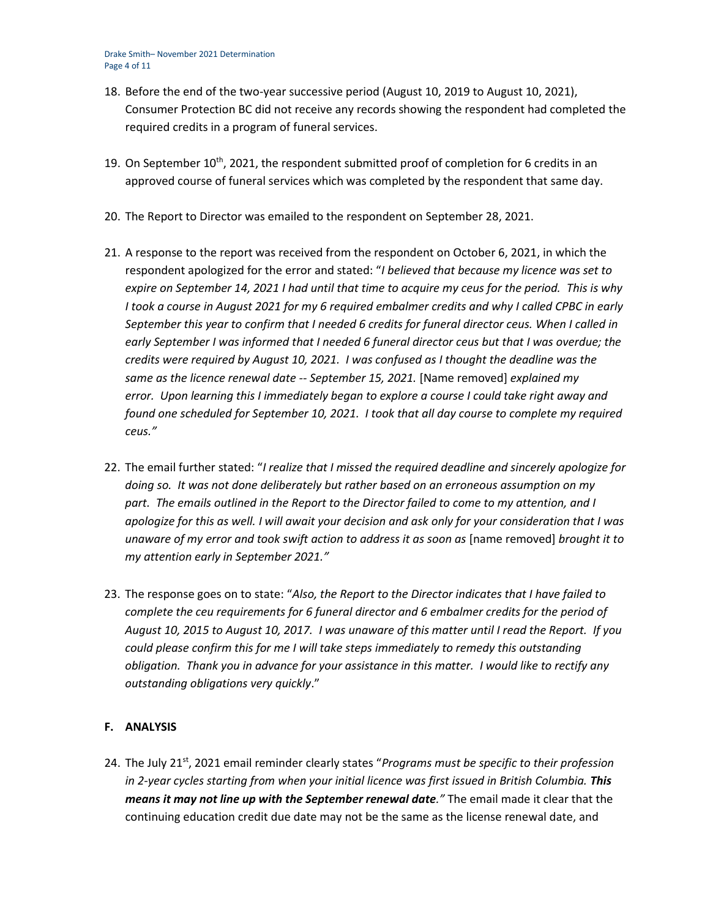18. Before the end of the two-year successive period (August 10, 2019 to August 10, 2021), Consumer Protection BC did not receive any records showing the respondent had completed the required credits in a program of funeral services.

19. On September 10th, 2021, the respondent submitted proof of completion for 6 credits in an approved course of funeral services which was completed by the respondent that same day.

20. The Report to Director was emailed to the respondent on September 28, 2021.

21. A response to the report was received from the respondent on October 6, 2021, in which the respondent apologized for the error and stated: "*I believed that because my licence was set to expire on September 14, 2021 I had until that time to acquire my ceus for the period. This is why I took a course in August 2021 for my 6 required embalmer credits and why I called CPBC in early September this year to confirm that I needed 6 credits for funeral director ceus. When I called in early September I was informed that I needed 6 funeral director ceus but that I was overdue; the credits were required by August 10, 2021. I was confused as I thought the deadline was the same as the licence renewal date -- September 15, 2021.* [Name removed] *explained my error. Upon learning this I immediately began to explore a course I could take right away and found one scheduled for September 10, 2021. I took that all day course to complete my required ceus."*

22. The email further stated: "*I realize that I missed the required deadline and sincerely apologize for doing so. It was not done deliberately but rather based on an erroneous assumption on my part. The emails outlined in the Report to the Director failed to come to my attention, and I apologize for this as well. I will await your decision and ask only for your consideration that I was unaware of my error and took swift action to address it as soon as* [name removed] *brought it to my attention early in September 2021."*

23. The response goes on to state: "*Also, the Report to the Director indicates that I have failed to complete the ceu requirements for 6 funeral director and 6 embalmer credits for the period of August 10, 2015 to August 10, 2017. I was unaware of this matter until I read the Report. If you could please confirm this for me I will take steps immediately to remedy this outstanding obligation. Thank you in advance for your assistance in this matter. I would like to rectify any outstanding obligations very quickly*."

## F. ANALYSIS

24. The July 21st, 2021 email reminder clearly states "*Programs must be specific to their profession in 2-year cycles starting from when your initial licence was first issued in British Columbia. **This means it may not line up with the September renewal date**."* The email made it clear that the continuing education credit due date may not be the same as the license renewal date, and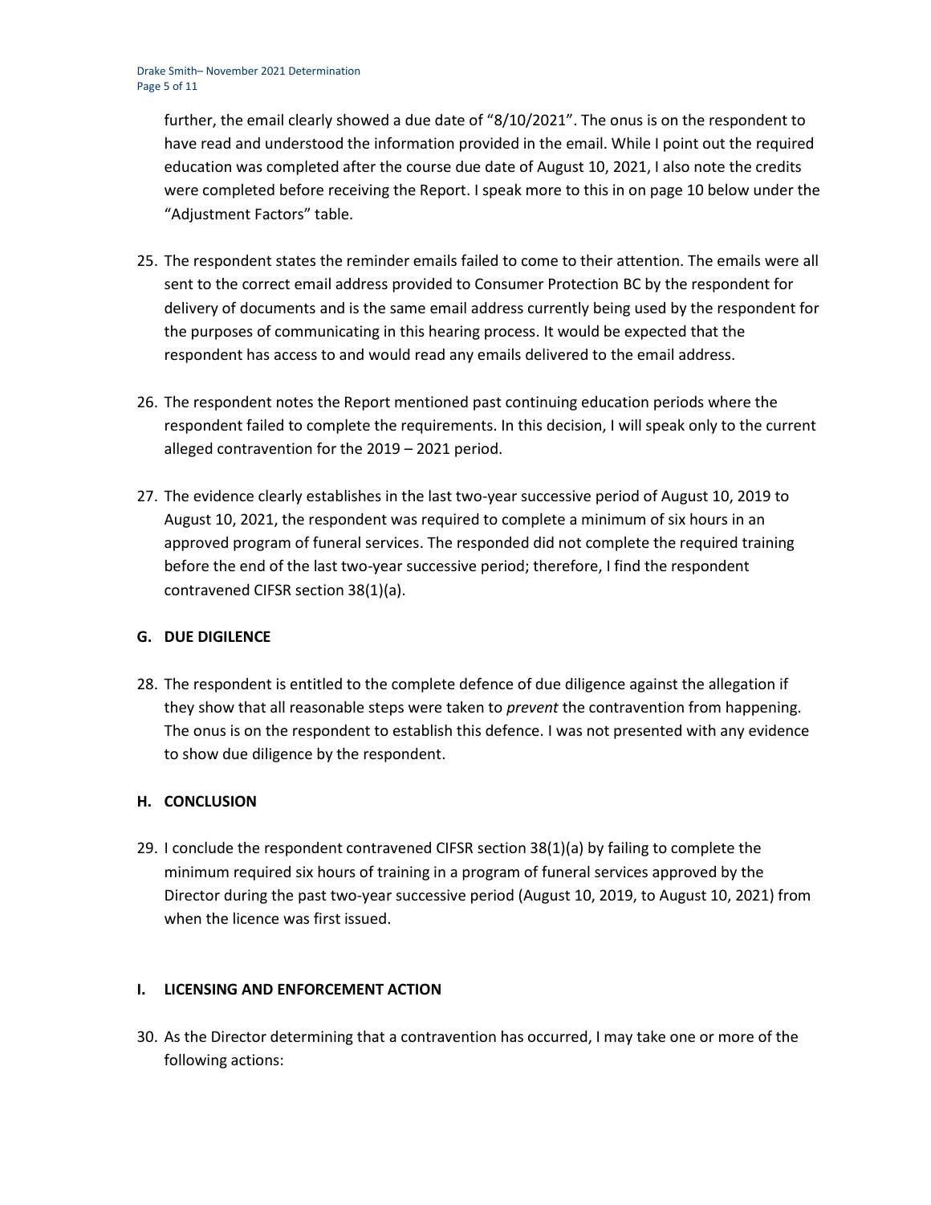further, the email clearly showed a due date of "8/10/2021". The onus is on the respondent to have read and understood the information provided in the email. While I point out the required education was completed after the course due date of August 10, 2021, I also note the credits were completed before receiving the Report. I speak more to this in on page 10 below under the "Adjustment Factors" table.

25. The respondent states the reminder emails failed to come to their attention. The emails were all sent to the correct email address provided to Consumer Protection BC by the respondent for delivery of documents and is the same email address currently being used by the respondent for the purposes of communicating in this hearing process. It would be expected that the respondent has access to and would read any emails delivered to the email address.

26. The respondent notes the Report mentioned past continuing education periods where the respondent failed to complete the requirements. In this decision, I will speak only to the current alleged contravention for the 2019 – 2021 period.

27. The evidence clearly establishes in the last two-year successive period of August 10, 2019 to August 10, 2021, the respondent was required to complete a minimum of six hours in an approved program of funeral services. The responded did not complete the required training before the end of the last two-year successive period; therefore, I find the respondent contravened CIFSR section 38(1)(a).

## G. DUE DIGILENCE

28. The respondent is entitled to the complete defence of due diligence against the allegation if they show that all reasonable steps were taken to *prevent* the contravention from happening. The onus is on the respondent to establish this defence. I was not presented with any evidence to show due diligence by the respondent.

## H. CONCLUSION

29. I conclude the respondent contravened CIFSR section 38(1)(a) by failing to complete the minimum required six hours of training in a program of funeral services approved by the Director during the past two-year successive period (August 10, 2019, to August 10, 2021) from when the licence was first issued.

## I. LICENSING AND ENFORCEMENT ACTION

30. As the Director determining that a contravention has occurred, I may take one or more of the following actions: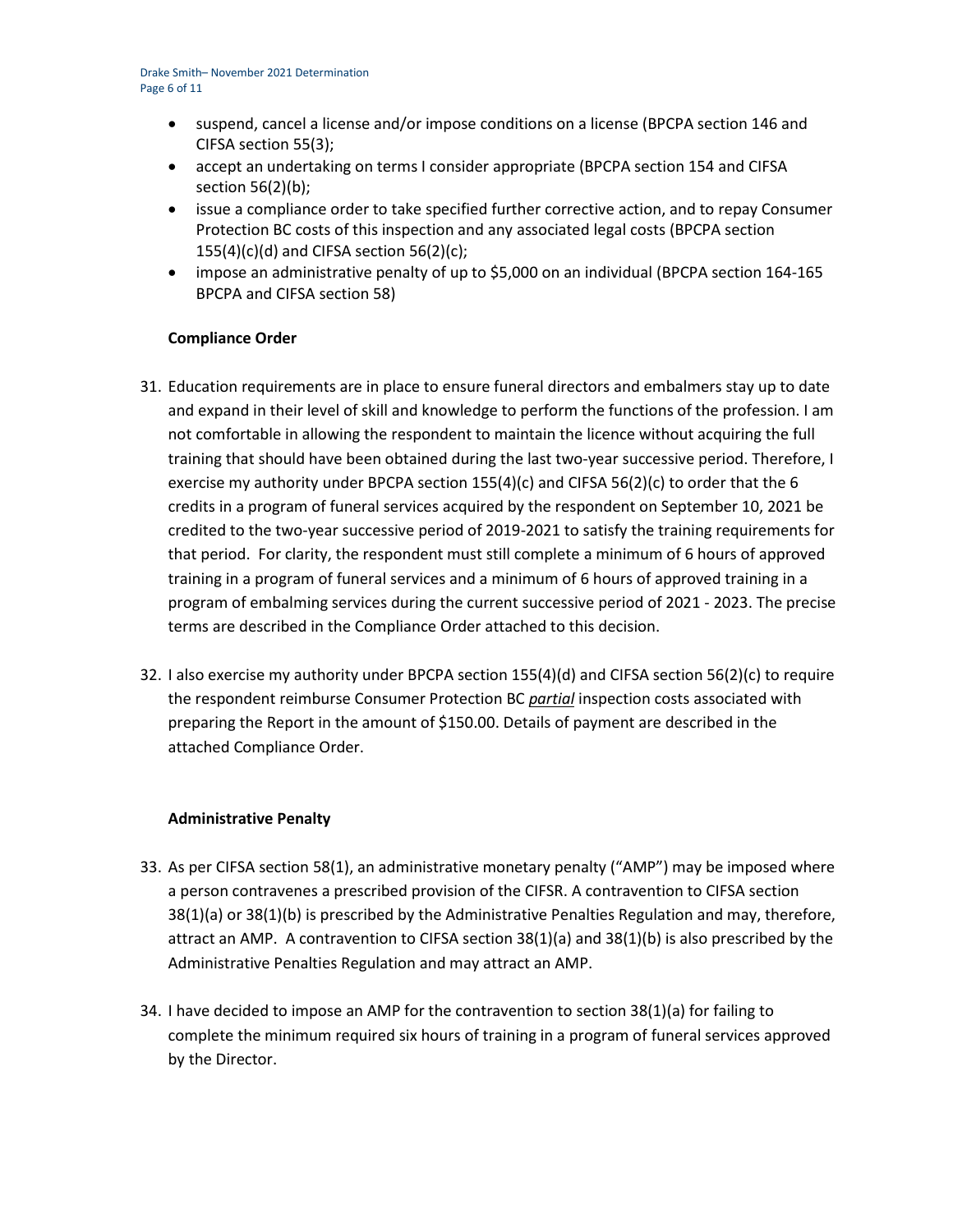- suspend, cancel a license and/or impose conditions on a license (BPCPA section 146 and CIFSA section 55(3);
- accept an undertaking on terms I consider appropriate (BPCPA section 154 and CIFSA section 56(2)(b);
- issue a compliance order to take specified further corrective action, and to repay Consumer Protection BC costs of this inspection and any associated legal costs (BPCPA section 155(4)(c)(d) and CIFSA section 56(2)(c);
- impose an administrative penalty of up to $5,000 on an individual (BPCPA section 164-165 BPCPA and CIFSA section 58)

**Compliance Order**

31. Education requirements are in place to ensure funeral directors and embalmers stay up to date and expand in their level of skill and knowledge to perform the functions of the profession. I am not comfortable in allowing the respondent to maintain the licence without acquiring the full training that should have been obtained during the last two-year successive period. Therefore, I exercise my authority under BPCPA section 155(4)(c) and CIFSA 56(2)(c) to order that the 6 credits in a program of funeral services acquired by the respondent on September 10, 2021 be credited to the two-year successive period of 2019-2021 to satisfy the training requirements for that period. For clarity, the respondent must still complete a minimum of 6 hours of approved training in a program of funeral services and a minimum of 6 hours of approved training in a program of embalming services during the current successive period of 2021 - 2023. The precise terms are described in the Compliance Order attached to this decision.

32. I also exercise my authority under BPCPA section 155(4)(d) and CIFSA section 56(2)(c) to require the respondent reimburse Consumer Protection BC ***partial*** inspection costs associated with preparing the Report in the amount of $150.00. Details of payment are described in the attached Compliance Order.

**Administrative Penalty**

33. As per CIFSA section 58(1), an administrative monetary penalty ("AMP") may be imposed where a person contravenes a prescribed provision of the CIFSR. A contravention to CIFSA section 38(1)(a) or 38(1)(b) is prescribed by the Administrative Penalties Regulation and may, therefore, attract an AMP. A contravention to CIFSA section 38(1)(a) and 38(1)(b) is also prescribed by the Administrative Penalties Regulation and may attract an AMP.

34. I have decided to impose an AMP for the contravention to section 38(1)(a) for failing to complete the minimum required six hours of training in a program of funeral services approved by the Director.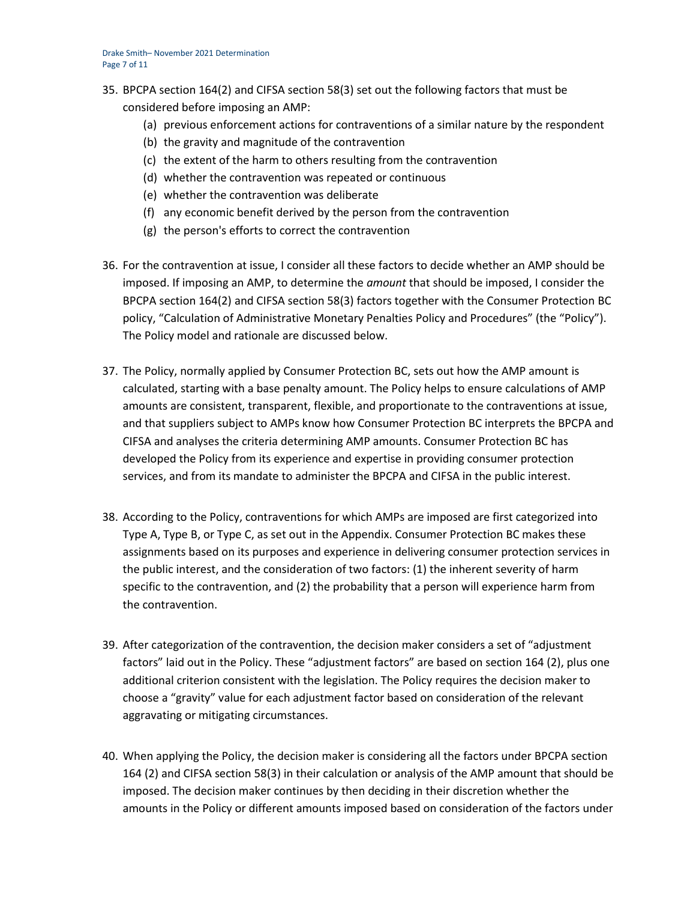35. BPCPA section 164(2) and CIFSA section 58(3) set out the following factors that must be considered before imposing an AMP:
    (a) previous enforcement actions for contraventions of a similar nature by the respondent
    (b) the gravity and magnitude of the contravention
    (c) the extent of the harm to others resulting from the contravention
    (d) whether the contravention was repeated or continuous
    (e) whether the contravention was deliberate
    (f) any economic benefit derived by the person from the contravention
    (g) the person's efforts to correct the contravention

36. For the contravention at issue, I consider all these factors to decide whether an AMP should be imposed. If imposing an AMP, to determine the *amount* that should be imposed, I consider the BPCPA section 164(2) and CIFSA section 58(3) factors together with the Consumer Protection BC policy, "Calculation of Administrative Monetary Penalties Policy and Procedures" (the "Policy"). The Policy model and rationale are discussed below.

37. The Policy, normally applied by Consumer Protection BC, sets out how the AMP amount is calculated, starting with a base penalty amount. The Policy helps to ensure calculations of AMP amounts are consistent, transparent, flexible, and proportionate to the contraventions at issue, and that suppliers subject to AMPs know how Consumer Protection BC interprets the BPCPA and CIFSA and analyses the criteria determining AMP amounts. Consumer Protection BC has developed the Policy from its experience and expertise in providing consumer protection services, and from its mandate to administer the BPCPA and CIFSA in the public interest.

38. According to the Policy, contraventions for which AMPs are imposed are first categorized into Type A, Type B, or Type C, as set out in the Appendix. Consumer Protection BC makes these assignments based on its purposes and experience in delivering consumer protection services in the public interest, and the consideration of two factors: (1) the inherent severity of harm specific to the contravention, and (2) the probability that a person will experience harm from the contravention.

39. After categorization of the contravention, the decision maker considers a set of "adjustment factors" laid out in the Policy. These "adjustment factors" are based on section 164 (2), plus one additional criterion consistent with the legislation. The Policy requires the decision maker to choose a "gravity" value for each adjustment factor based on consideration of the relevant aggravating or mitigating circumstances.

40. When applying the Policy, the decision maker is considering all the factors under BPCPA section 164 (2) and CIFSA section 58(3) in their calculation or analysis of the AMP amount that should be imposed. The decision maker continues by then deciding in their discretion whether the amounts in the Policy or different amounts imposed based on consideration of the factors under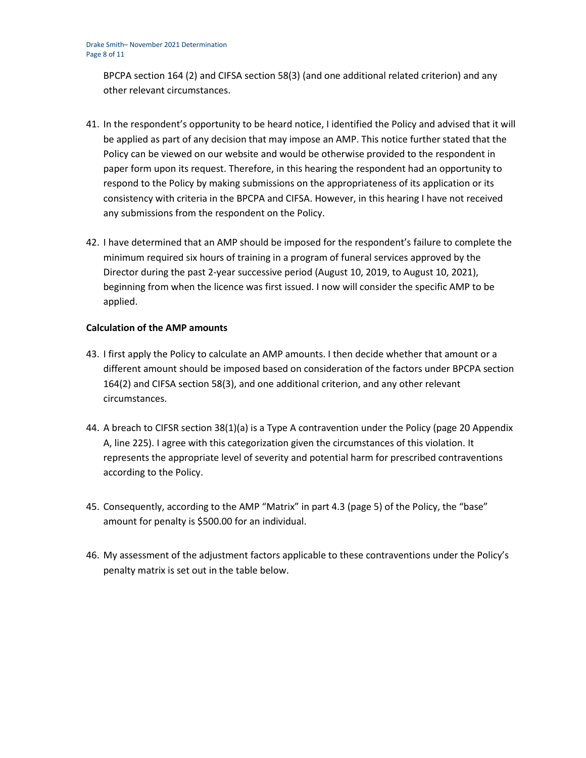BPCPA section 164 (2) and CIFSA section 58(3) (and one additional related criterion) and any other relevant circumstances.

41. In the respondent's opportunity to be heard notice, I identified the Policy and advised that it will be applied as part of any decision that may impose an AMP. This notice further stated that the Policy can be viewed on our website and would be otherwise provided to the respondent in paper form upon its request. Therefore, in this hearing the respondent had an opportunity to respond to the Policy by making submissions on the appropriateness of its application or its consistency with criteria in the BPCPA and CIFSA. However, in this hearing I have not received any submissions from the respondent on the Policy.

42. I have determined that an AMP should be imposed for the respondent's failure to complete the minimum required six hours of training in a program of funeral services approved by the Director during the past 2-year successive period (August 10, 2019, to August 10, 2021), beginning from when the licence was first issued. I now will consider the specific AMP to be applied.

**Calculation of the AMP amounts**

43. I first apply the Policy to calculate an AMP amounts. I then decide whether that amount or a different amount should be imposed based on consideration of the factors under BPCPA section 164(2) and CIFSA section 58(3), and one additional criterion, and any other relevant circumstances.

44. A breach to CIFSR section 38(1)(a) is a Type A contravention under the Policy (page 20 Appendix A, line 225). I agree with this categorization given the circumstances of this violation. It represents the appropriate level of severity and potential harm for prescribed contraventions according to the Policy.

45. Consequently, according to the AMP "Matrix" in part 4.3 (page 5) of the Policy, the "base" amount for penalty is $500.00 for an individual.

46. My assessment of the adjustment factors applicable to these contraventions under the Policy's penalty matrix is set out in the table below.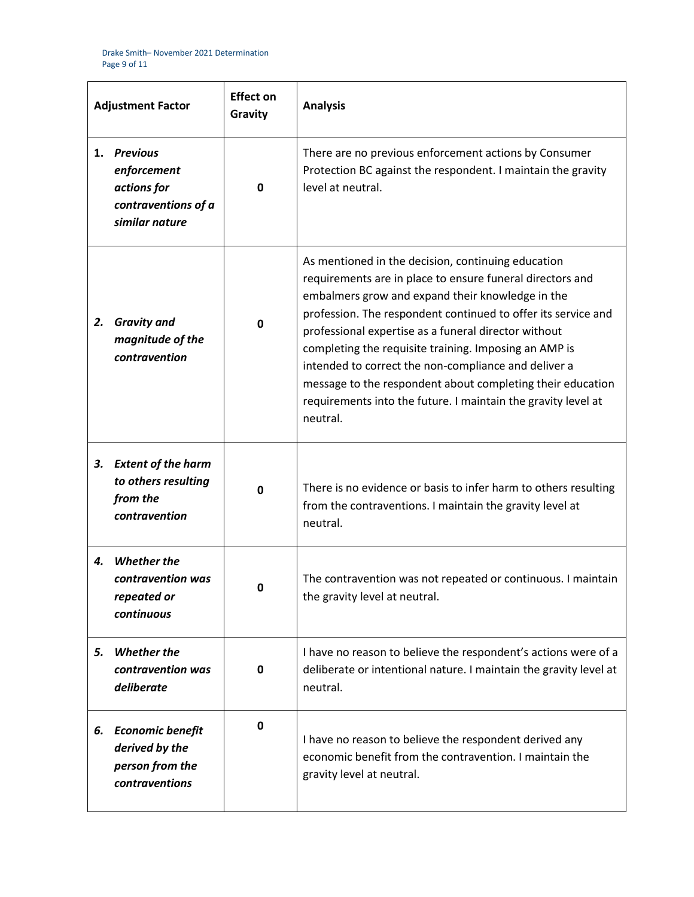| Adjustment Factor | Effect on Gravity | Analysis |
|---|---|---|
| 1. ***Previous enforcement actions for contraventions of a similar nature*** | **0** | There are no previous enforcement actions by Consumer Protection BC against the respondent. I maintain the gravity level at neutral. |
| 2. ***Gravity and magnitude of the contravention*** | **0** | As mentioned in the decision, continuing education requirements are in place to ensure funeral directors and embalmers grow and expand their knowledge in the profession. The respondent continued to offer its service and professional expertise as a funeral director without completing the requisite training. Imposing an AMP is intended to correct the non-compliance and deliver a message to the respondent about completing their education requirements into the future. I maintain the gravity level at neutral. |
| 3. ***Extent of the harm to others resulting from the contravention*** | **0** | There is no evidence or basis to infer harm to others resulting from the contraventions. I maintain the gravity level at neutral. |
| 4. ***Whether the contravention was repeated or continuous*** | **0** | The contravention was not repeated or continuous. I maintain the gravity level at neutral. |
| 5. ***Whether the contravention was deliberate*** | **0** | I have no reason to believe the respondent's actions were of a deliberate or intentional nature. I maintain the gravity level at neutral. |
| 6. ***Economic benefit derived by the person from the contraventions*** | **0** | I have no reason to believe the respondent derived any economic benefit from the contravention. I maintain the gravity level at neutral. |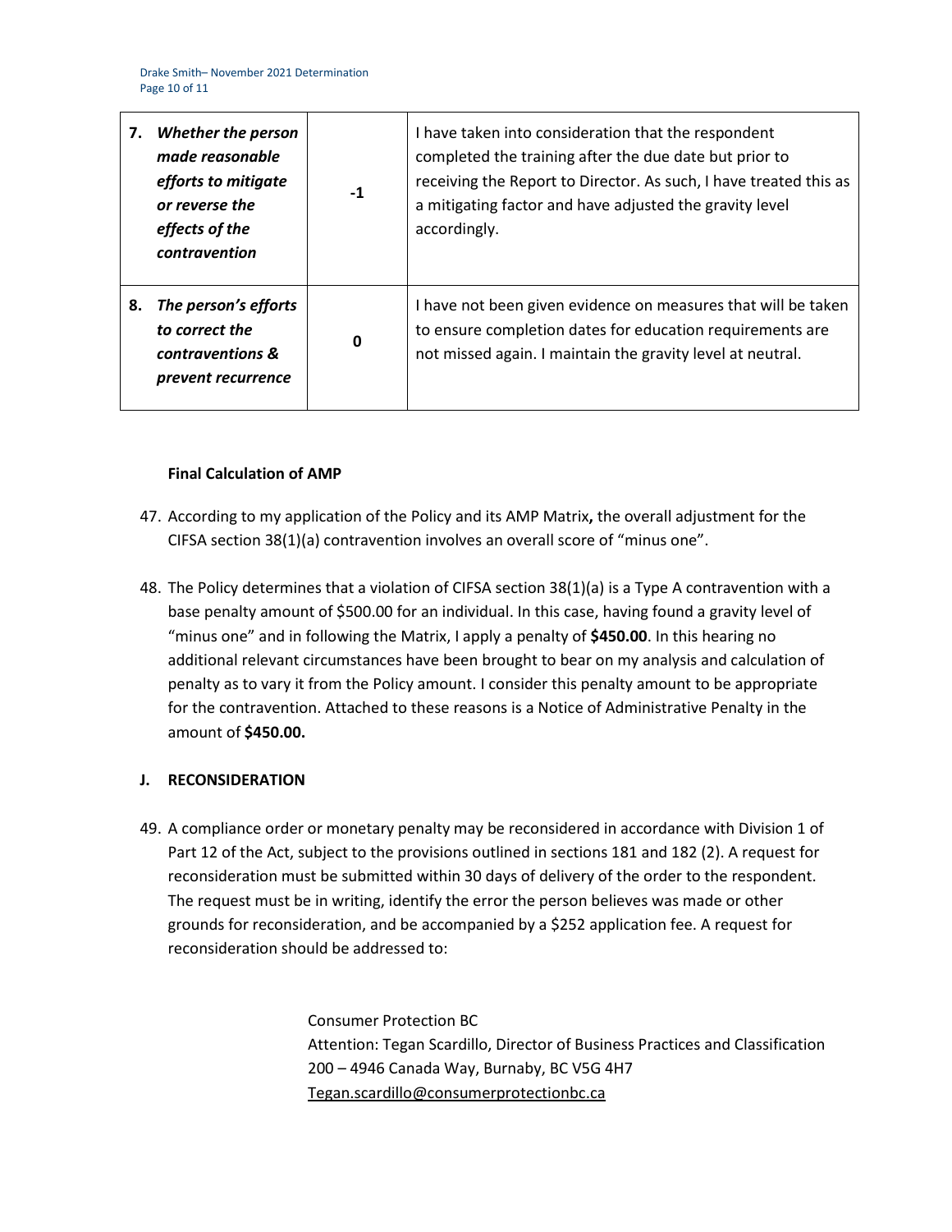| | | |
|---|---|---|
| 7. ***Whether the person made reasonable efforts to mitigate or reverse the effects of the contravention*** | **-1** | I have taken into consideration that the respondent completed the training after the due date but prior to receiving the Report to Director. As such, I have treated this as a mitigating factor and have adjusted the gravity level accordingly. |
| 8. ***The person's efforts to correct the contraventions & prevent recurrence*** | **0** | I have not been given evidence on measures that will be taken to ensure completion dates for education requirements are not missed again. I maintain the gravity level at neutral. |

**Final Calculation of AMP**

47. According to my application of the Policy and its AMP Matrix**,** the overall adjustment for the CIFSA section 38(1)(a) contravention involves an overall score of "minus one".

48. The Policy determines that a violation of CIFSA section 38(1)(a) is a Type A contravention with a base penalty amount of $500.00 for an individual. In this case, having found a gravity level of "minus one" and in following the Matrix, I apply a penalty of **$450.00**. In this hearing no additional relevant circumstances have been brought to bear on my analysis and calculation of penalty as to vary it from the Policy amount. I consider this penalty amount to be appropriate for the contravention. Attached to these reasons is a Notice of Administrative Penalty in the amount of **$450.00.**

## J. RECONSIDERATION

49. A compliance order or monetary penalty may be reconsidered in accordance with Division 1 of Part 12 of the Act, subject to the provisions outlined in sections 181 and 182 (2). A request for reconsideration must be submitted within 30 days of delivery of the order to the respondent. The request must be in writing, identify the error the person believes was made or other grounds for reconsideration, and be accompanied by a $252 application fee. A request for reconsideration should be addressed to:

Consumer Protection BC
Attention: Tegan Scardillo, Director of Business Practices and Classification
200 – 4946 Canada Way, Burnaby, BC V5G 4H7
Tegan.scardillo@consumerprotectionbc.ca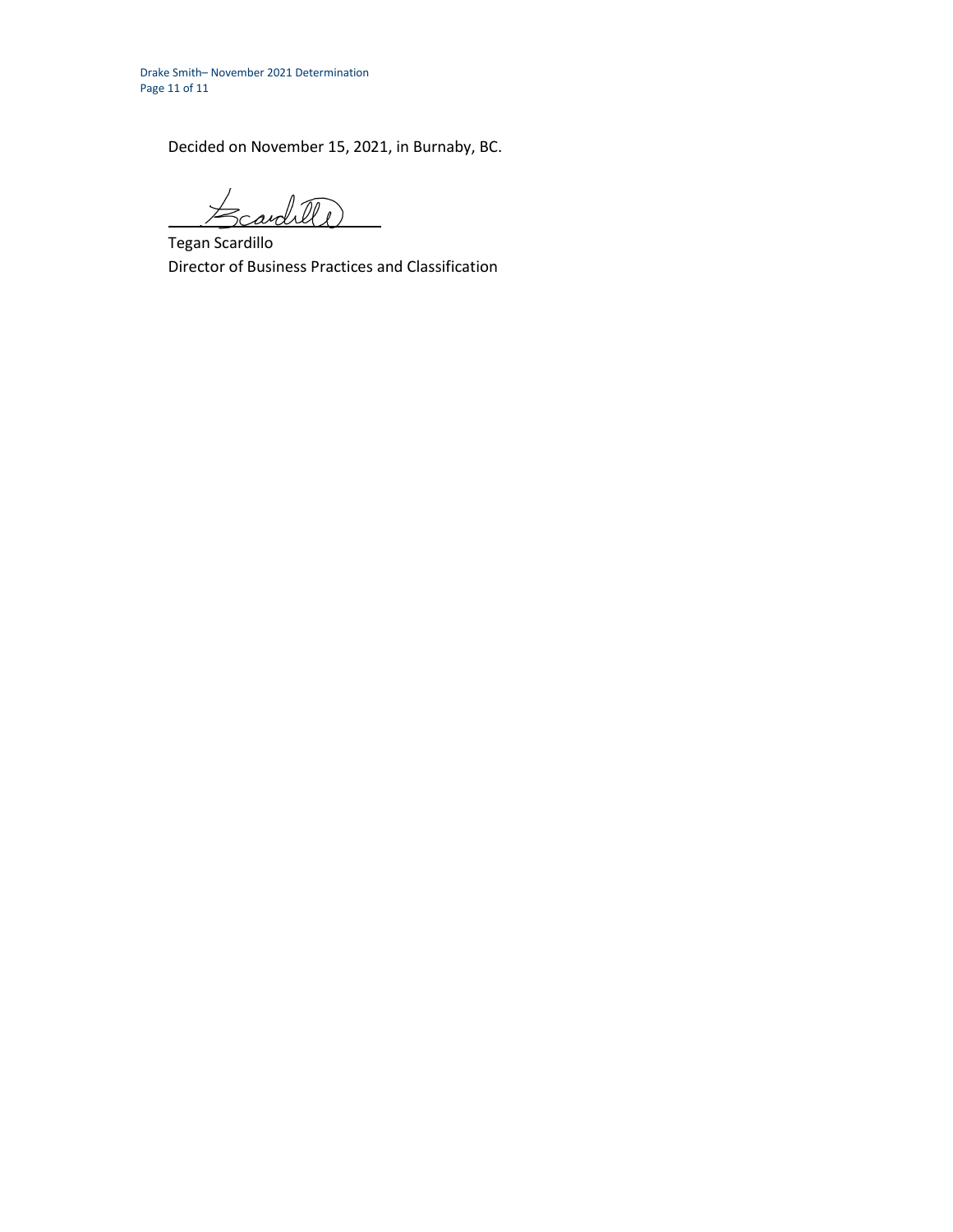Decided on November 15, 2021, in Burnaby, BC.

Tegan Scardillo
Director of Business Practices and Classification